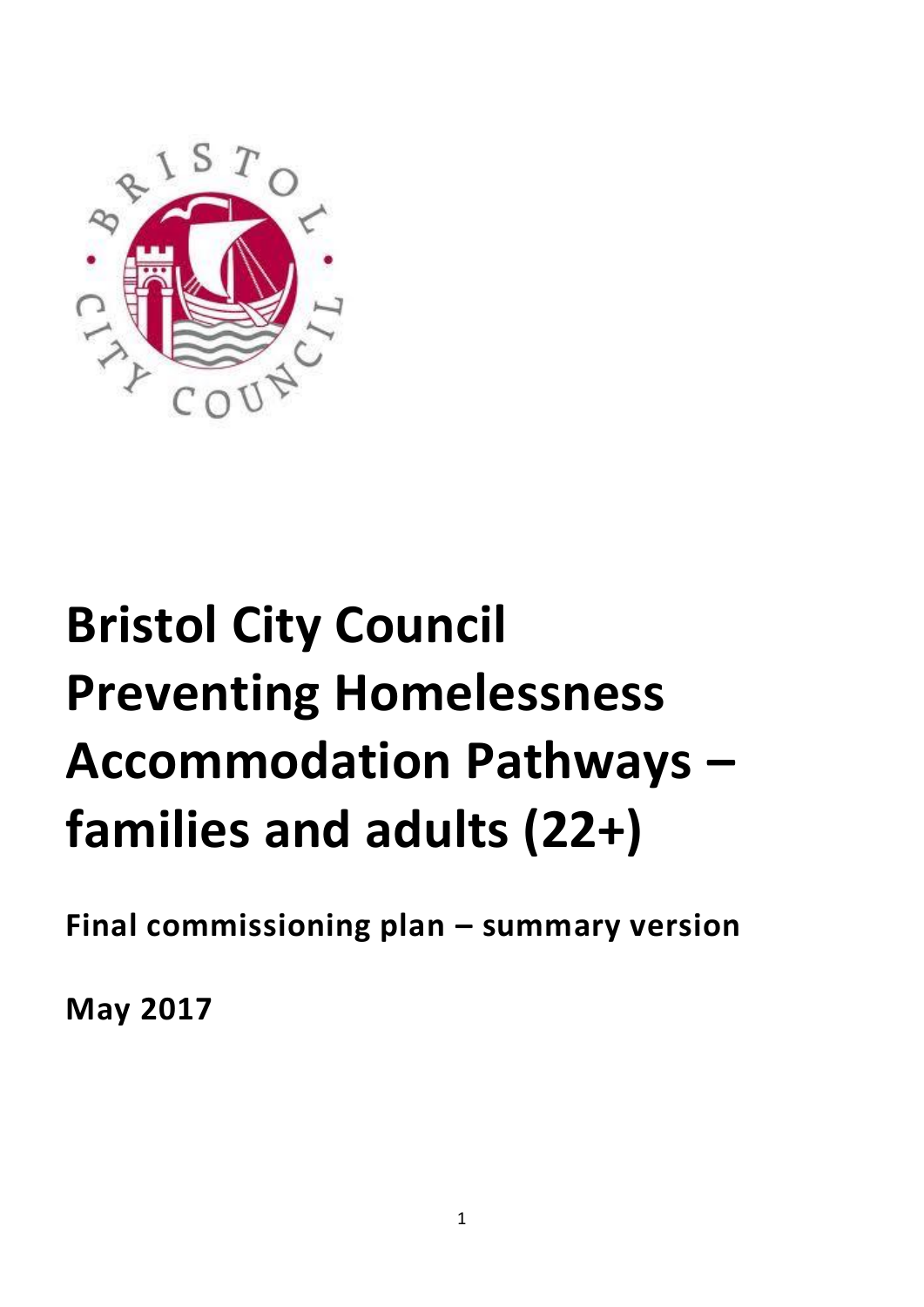# Bristol City Council Preventing Homelessness Accommodation Pathways – families and adults (22+)

**Final commissioning plan – summary version**

**May 2017**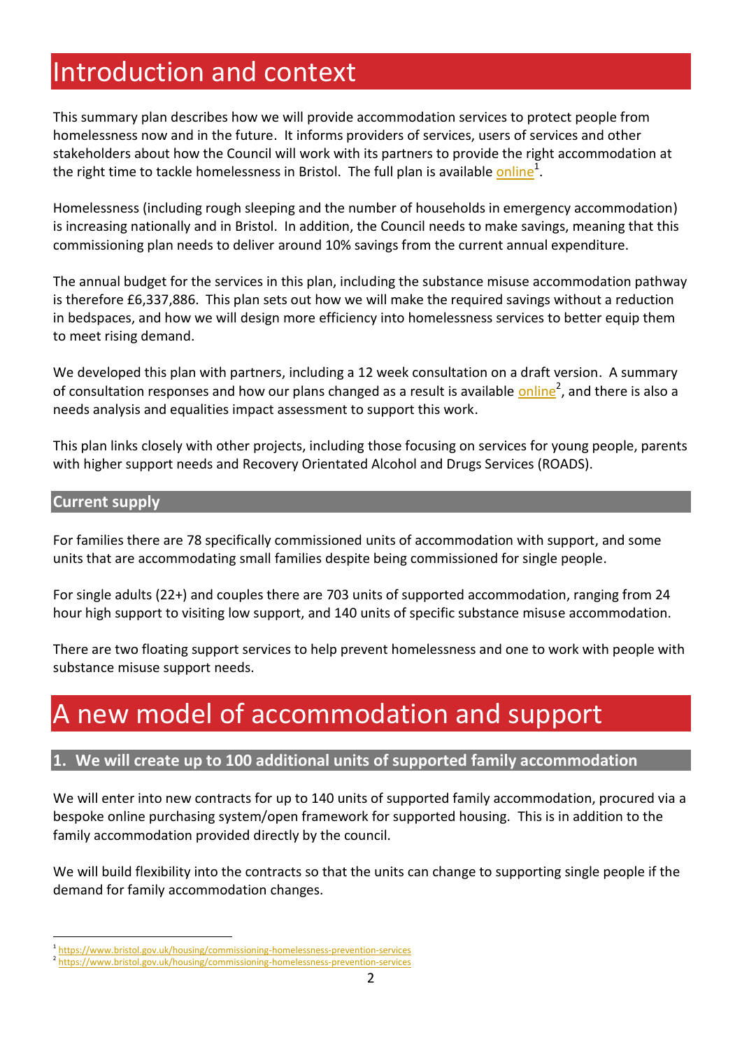# Introduction and context

This summary plan describes how we will provide accommodation services to protect people from homelessness now and in the future. It informs providers of services, users of services and other stakeholders about how the Council will work with its partners to provide the right accommodation at the right time to tackle homelessness in Bristol. The full plan is available online[1].

Homelessness (including rough sleeping and the number of households in emergency accommodation) is increasing nationally and in Bristol. In addition, the Council needs to make savings, meaning that this commissioning plan needs to deliver around 10% savings from the current annual expenditure.

The annual budget for the services in this plan, including the substance misuse accommodation pathway is therefore £6,337,886. This plan sets out how we will make the required savings without a reduction in bedspaces, and how we will design more efficiency into homelessness services to better equip them to meet rising demand.

We developed this plan with partners, including a 12 week consultation on a draft version. A summary of consultation responses and how our plans changed as a result is available online[2], and there is also a needs analysis and equalities impact assessment to support this work.

This plan links closely with other projects, including those focusing on services for young people, parents with higher support needs and Recovery Orientated Alcohol and Drugs Services (ROADS).

## Current supply

For families there are 78 specifically commissioned units of accommodation with support, and some units that are accommodating small families despite being commissioned for single people.

For single adults (22+) and couples there are 703 units of supported accommodation, ranging from 24 hour high support to visiting low support, and 140 units of specific substance misuse accommodation.

There are two floating support services to help prevent homelessness and one to work with people with substance misuse support needs.

# A new model of accommodation and support

## 1. We will create up to 100 additional units of supported family accommodation

We will enter into new contracts for up to 140 units of supported family accommodation, procured via a bespoke online purchasing system/open framework for supported housing. This is in addition to the family accommodation provided directly by the council.

We will build flexibility into the contracts so that the units can change to supporting single people if the demand for family accommodation changes.

[1] https://www.bristol.gov.uk/housing/commissioning-homelessness-prevention-services
[2] https://www.bristol.gov.uk/housing/commissioning-homelessness-prevention-services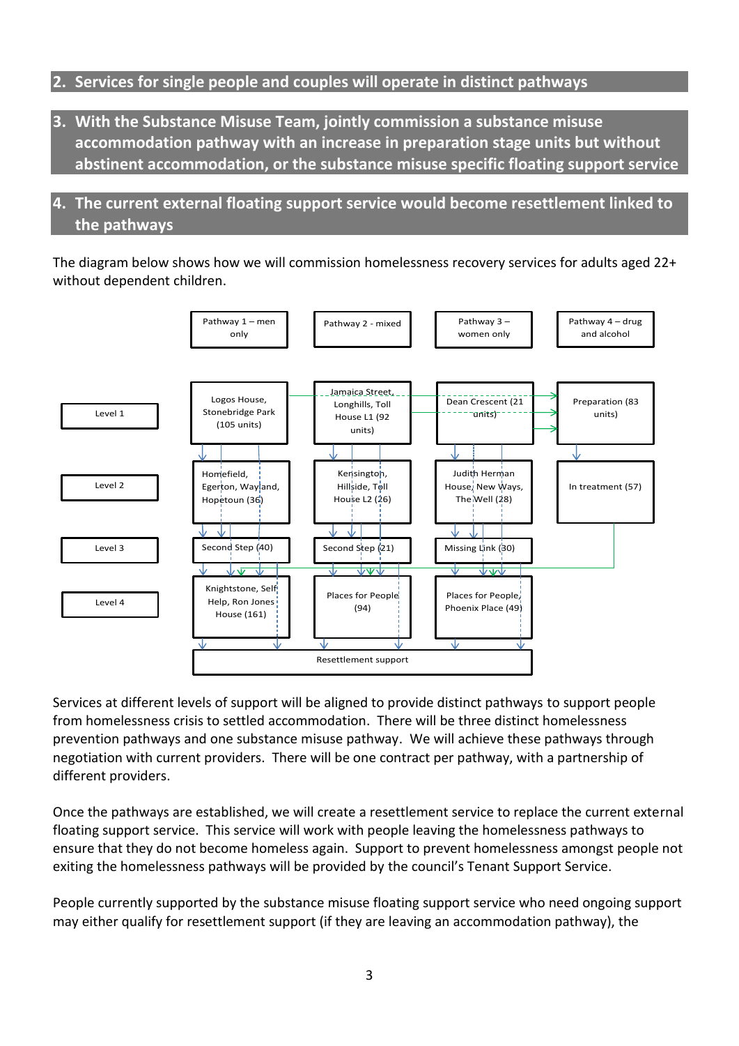## 2. Services for single people and couples will operate in distinct pathways

## 3. With the Substance Misuse Team, jointly commission a substance misuse accommodation pathway with an increase in preparation stage units but without abstinent accommodation, or the substance misuse specific floating support service

## 4. The current external floating support service would become resettlement linked to the pathways

The diagram below shows how we will commission homelessness recovery services for adults aged 22+ without dependent children.

| | Pathway 1 – men only | Pathway 2 - mixed | Pathway 3 – women only | Pathway 4 – drug and alcohol |
|---|---|---|---|---|
| Level 1 | Logos House, Stonebridge Park (105 units) | Jamaica Street, Longhills, Toll House L1 (92 units) | Dean Crescent (21 units) | Preparation (83 units) |
| Level 2 | Homefield, Egerton, Wayland, Hopetoun (36) | Kensington, Hillside, Toll House L2 (26) | Judith Herman House, New Ways, The Well (28) | In treatment (57) |
| Level 3 | Second Step (40) | Second Step (21) | Missing Link (30) | |
| Level 4 | Knightstone, Self Help, Ron Jones House (161) | Places for People (94) | Places for People, Phoenix Place (49) | |
| | Resettlement support | | | |

Services at different levels of support will be aligned to provide distinct pathways to support people from homelessness crisis to settled accommodation. There will be three distinct homelessness prevention pathways and one substance misuse pathway. We will achieve these pathways through negotiation with current providers. There will be one contract per pathway, with a partnership of different providers.

Once the pathways are established, we will create a resettlement service to replace the current external floating support service. This service will work with people leaving the homelessness pathways to ensure that they do not become homeless again. Support to prevent homelessness amongst people not exiting the homelessness pathways will be provided by the council's Tenant Support Service.

People currently supported by the substance misuse floating support service who need ongoing support may either qualify for resettlement support (if they are leaving an accommodation pathway), the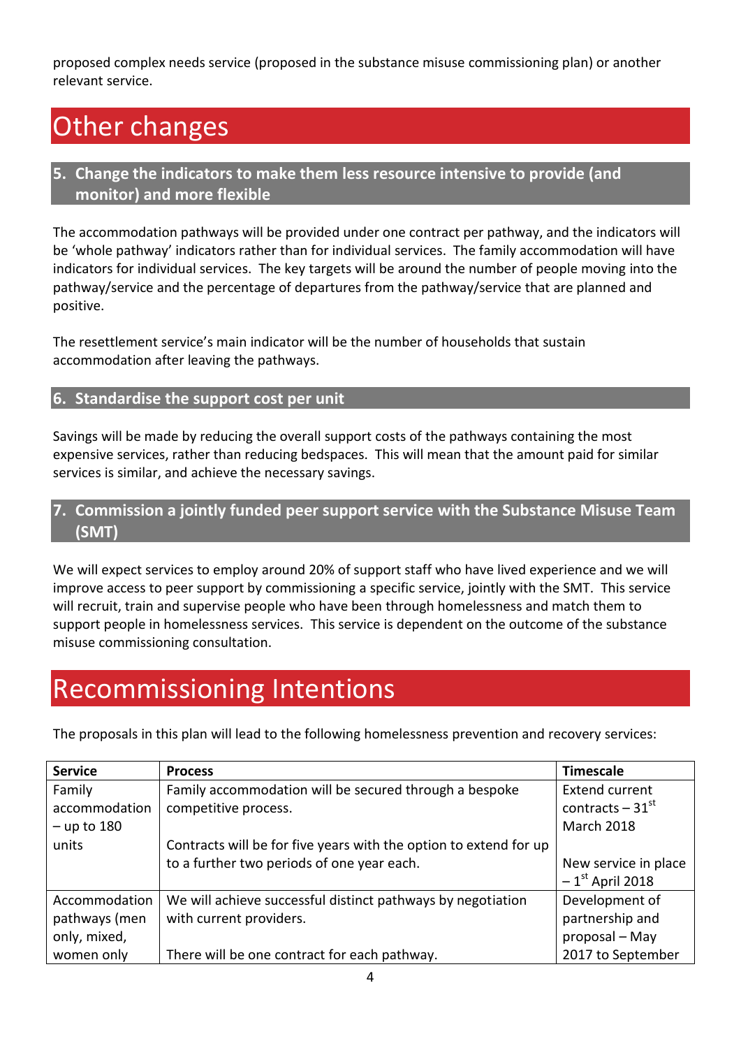proposed complex needs service (proposed in the substance misuse commissioning plan) or another relevant service.

# Other changes

## 5. Change the indicators to make them less resource intensive to provide (and monitor) and more flexible

The accommodation pathways will be provided under one contract per pathway, and the indicators will be 'whole pathway' indicators rather than for individual services. The family accommodation will have indicators for individual services. The key targets will be around the number of people moving into the pathway/service and the percentage of departures from the pathway/service that are planned and positive.

The resettlement service's main indicator will be the number of households that sustain accommodation after leaving the pathways.

## 6. Standardise the support cost per unit

Savings will be made by reducing the overall support costs of the pathways containing the most expensive services, rather than reducing bedspaces. This will mean that the amount paid for similar services is similar, and achieve the necessary savings.

## 7. Commission a jointly funded peer support service with the Substance Misuse Team (SMT)

We will expect services to employ around 20% of support staff who have lived experience and we will improve access to peer support by commissioning a specific service, jointly with the SMT. This service will recruit, train and supervise people who have been through homelessness and match them to support people in homelessness services. This service is dependent on the outcome of the substance misuse commissioning consultation.

# Recommissioning Intentions

The proposals in this plan will lead to the following homelessness prevention and recovery services:

| Service | Process | Timescale |
|---|---|---|
| Family accommodation – up to 180 units | Family accommodation will be secured through a bespoke competitive process.<br><br>Contracts will be for five years with the option to extend for up to a further two periods of one year each. | Extend current contracts – 31st March 2018<br><br>New service in place – 1st April 2018 |
| Accommodation pathways (men only, mixed, women only | We will achieve successful distinct pathways by negotiation with current providers.<br><br>There will be one contract for each pathway. | Development of partnership and proposal – May 2017 to September |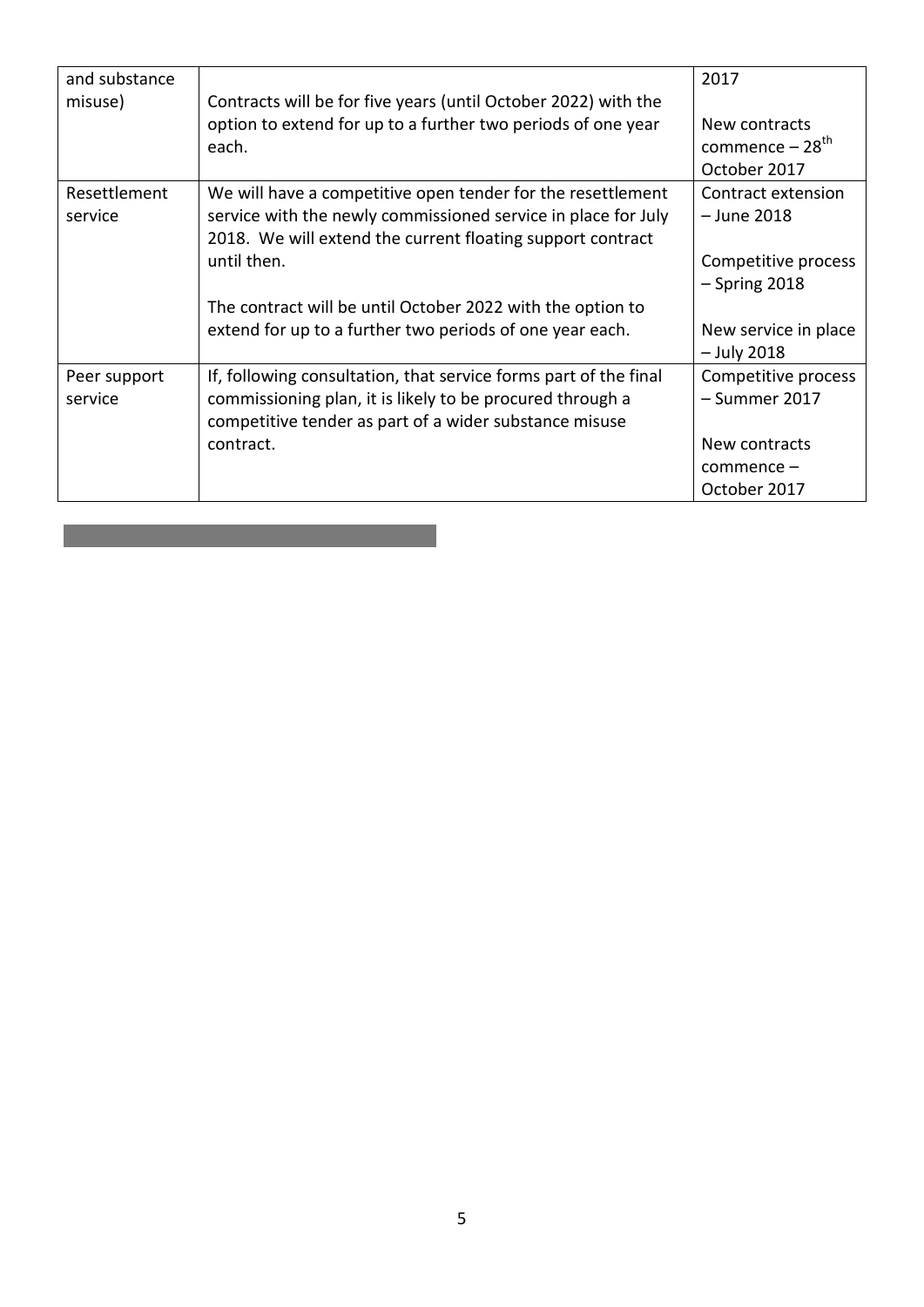| | | |
|---|---|---|
| and substance misuse) | Contracts will be for five years (until October 2022) with the option to extend for up to a further two periods of one year each. | 2017<br><br>New contracts commence – 28th October 2017 |
| Resettlement service | We will have a competitive open tender for the resettlement service with the newly commissioned service in place for July 2018. We will extend the current floating support contract until then.<br><br>The contract will be until October 2022 with the option to extend for up to a further two periods of one year each. | Contract extension – June 2018<br><br>Competitive process – Spring 2018<br><br>New service in place – July 2018 |
| Peer support service | If, following consultation, that service forms part of the final commissioning plan, it is likely to be procured through a competitive tender as part of a wider substance misuse contract. | Competitive process – Summer 2017<br><br>New contracts commence – October 2017 |